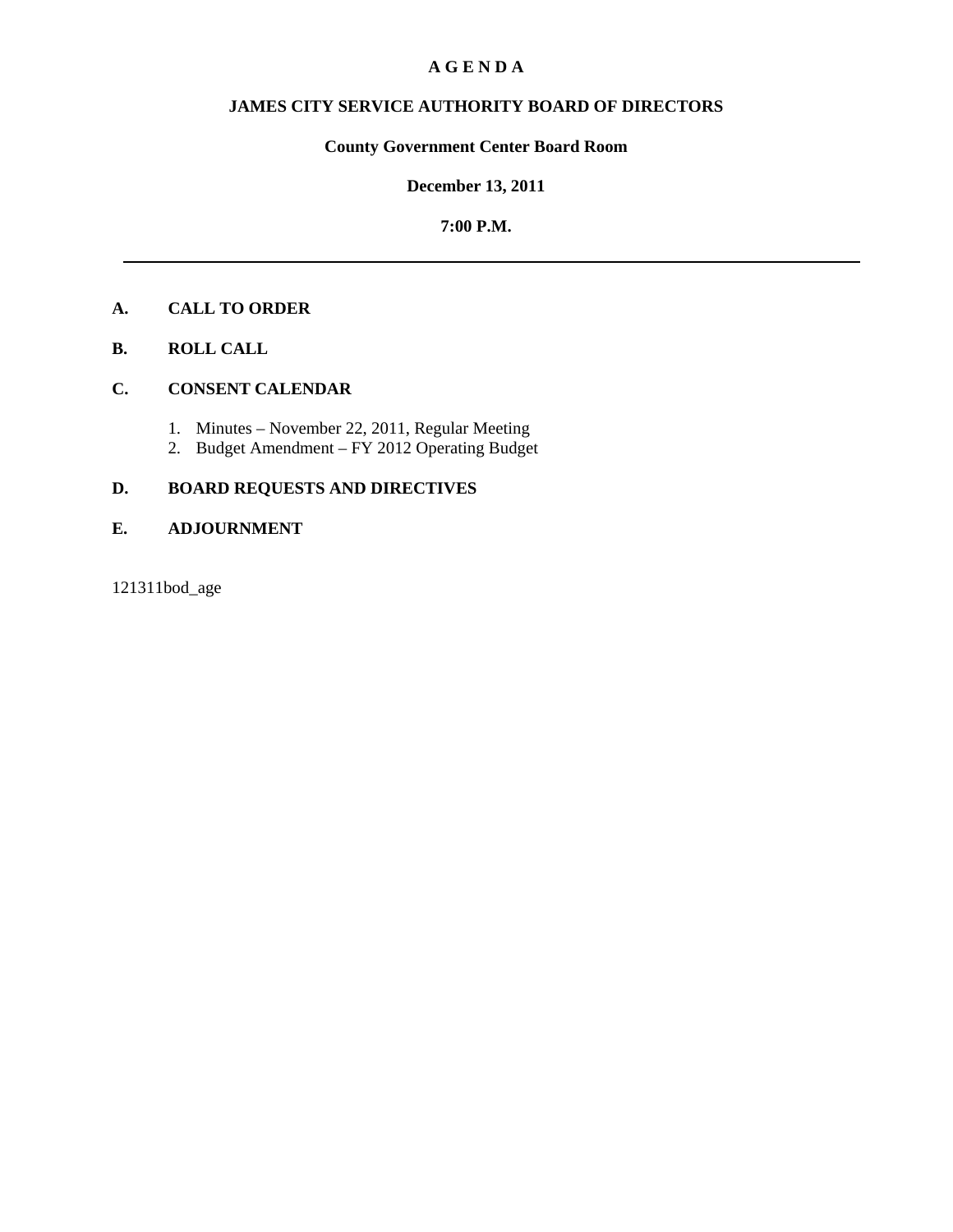# A G E N D A

## JAMES CITY SERVICE AUTHORITY BOARD OF DIRECTORS

**County Government Center Board Room**

**December 13, 2011**

**7:00 P.M.**

---

**A. CALL TO ORDER**

**B. ROLL CALL**

**C. CONSENT CALENDAR**

1. Minutes – November 22, 2011, Regular Meeting
2. Budget Amendment – FY 2012 Operating Budget

**D. BOARD REQUESTS AND DIRECTIVES**

**E. ADJOURNMENT**

121311bod_age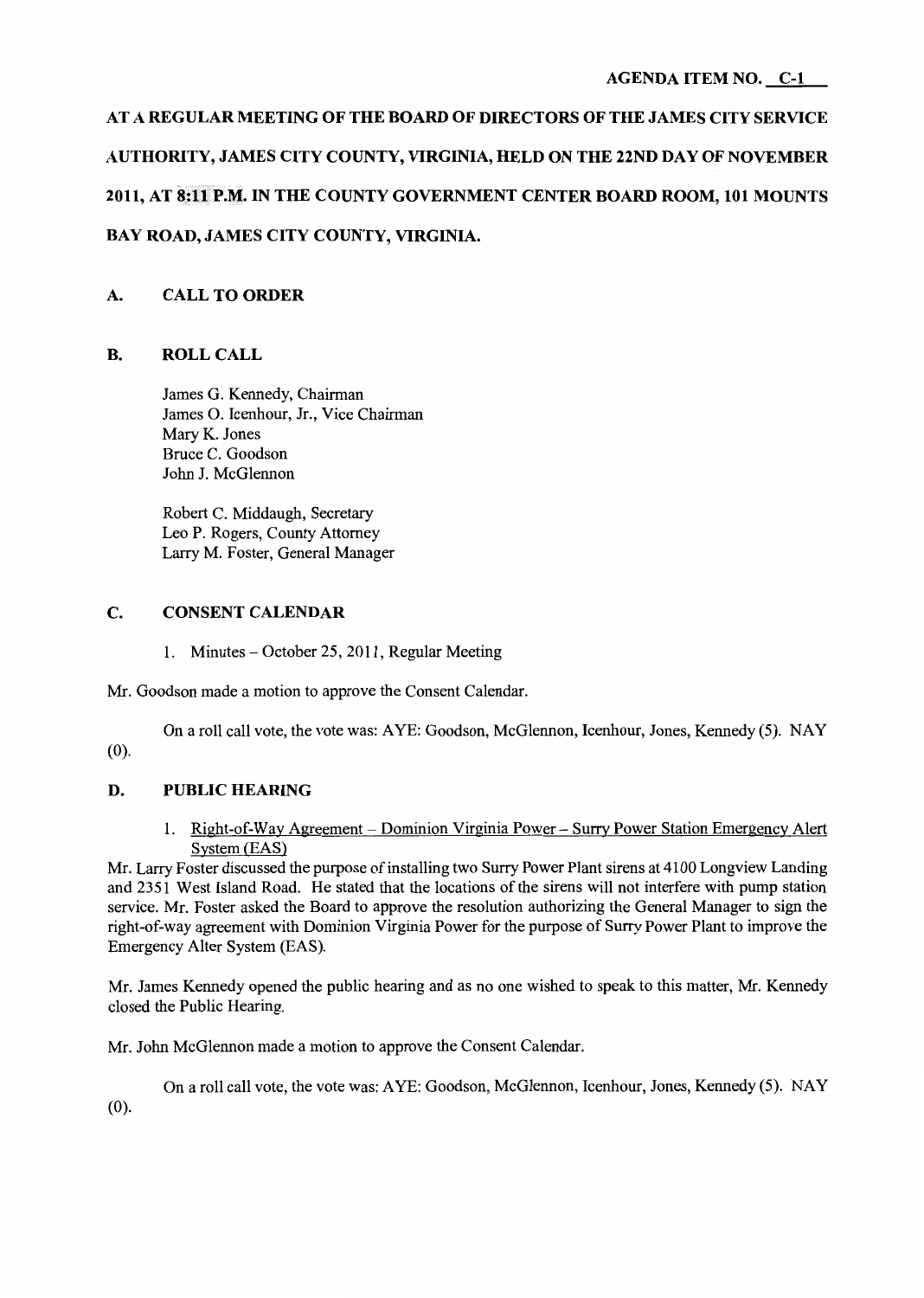**AGENDA ITEM NO. C-1**

**AT A REGULAR MEETING OF THE BOARD OF DIRECTORS OF THE JAMES CITY SERVICE AUTHORITY, JAMES CITY COUNTY, VIRGINIA, HELD ON THE 22ND DAY OF NOVEMBER 2011, AT 8:11 P.M. IN THE COUNTY GOVERNMENT CENTER BOARD ROOM, 101 MOUNTS BAY ROAD, JAMES CITY COUNTY, VIRGINIA.**

## A. CALL TO ORDER

## B. ROLL CALL

James G. Kennedy, Chairman
James O. Icenhour, Jr., Vice Chairman
Mary K. Jones
Bruce C. Goodson
John J. McGlennon

Robert C. Middaugh, Secretary
Leo P. Rogers, County Attorney
Larry M. Foster, General Manager

## C. CONSENT CALENDAR

1. Minutes – October 25, 2011, Regular Meeting

Mr. Goodson made a motion to approve the Consent Calendar.

On a roll call vote, the vote was: AYE: Goodson, McGlennon, Icenhour, Jones, Kennedy (5). NAY (0).

## D. PUBLIC HEARING

1. Right-of-Way Agreement – Dominion Virginia Power – Surry Power Station Emergency Alert System (EAS)

Mr. Larry Foster discussed the purpose of installing two Surry Power Plant sirens at 4100 Longview Landing and 2351 West Island Road. He stated that the locations of the sirens will not interfere with pump station service. Mr. Foster asked the Board to approve the resolution authorizing the General Manager to sign the right-of-way agreement with Dominion Virginia Power for the purpose of Surry Power Plant to improve the Emergency Alter System (EAS).

Mr. James Kennedy opened the public hearing and as no one wished to speak to this matter, Mr. Kennedy closed the Public Hearing.

Mr. John McGlennon made a motion to approve the Consent Calendar.

On a roll call vote, the vote was: AYE: Goodson, McGlennon, Icenhour, Jones, Kennedy (5). NAY (0).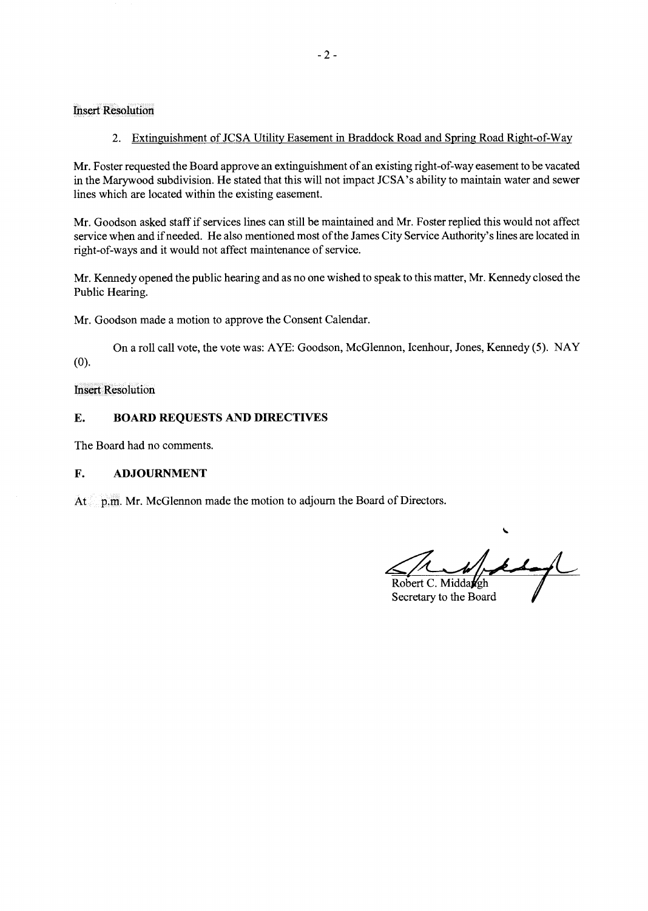Insert Resolution

2. Extinguishment of JCSA Utility Easement in Braddock Road and Spring Road Right-of-Way

Mr. Foster requested the Board approve an extinguishment of an existing right-of-way easement to be vacated in the Marywood subdivision. He stated that this will not impact JCSA's ability to maintain water and sewer lines which are located within the existing easement.

Mr. Goodson asked staff if services lines can still be maintained and Mr. Foster replied this would not affect service when and if needed. He also mentioned most of the James City Service Authority's lines are located in right-of-ways and it would not affect maintenance of service.

Mr. Kennedy opened the public hearing and as no one wished to speak to this matter, Mr. Kennedy closed the Public Hearing.

Mr. Goodson made a motion to approve the Consent Calendar.

On a roll call vote, the vote was: AYE: Goodson, McGlennon, Icenhour, Jones, Kennedy (5). NAY (0).

Insert Resolution

## E. BOARD REQUESTS AND DIRECTIVES

The Board had no comments.

## F. ADJOURNMENT

At p.m. Mr. McGlennon made the motion to adjourn the Board of Directors.

Robert C. Middaugh
Secretary to the Board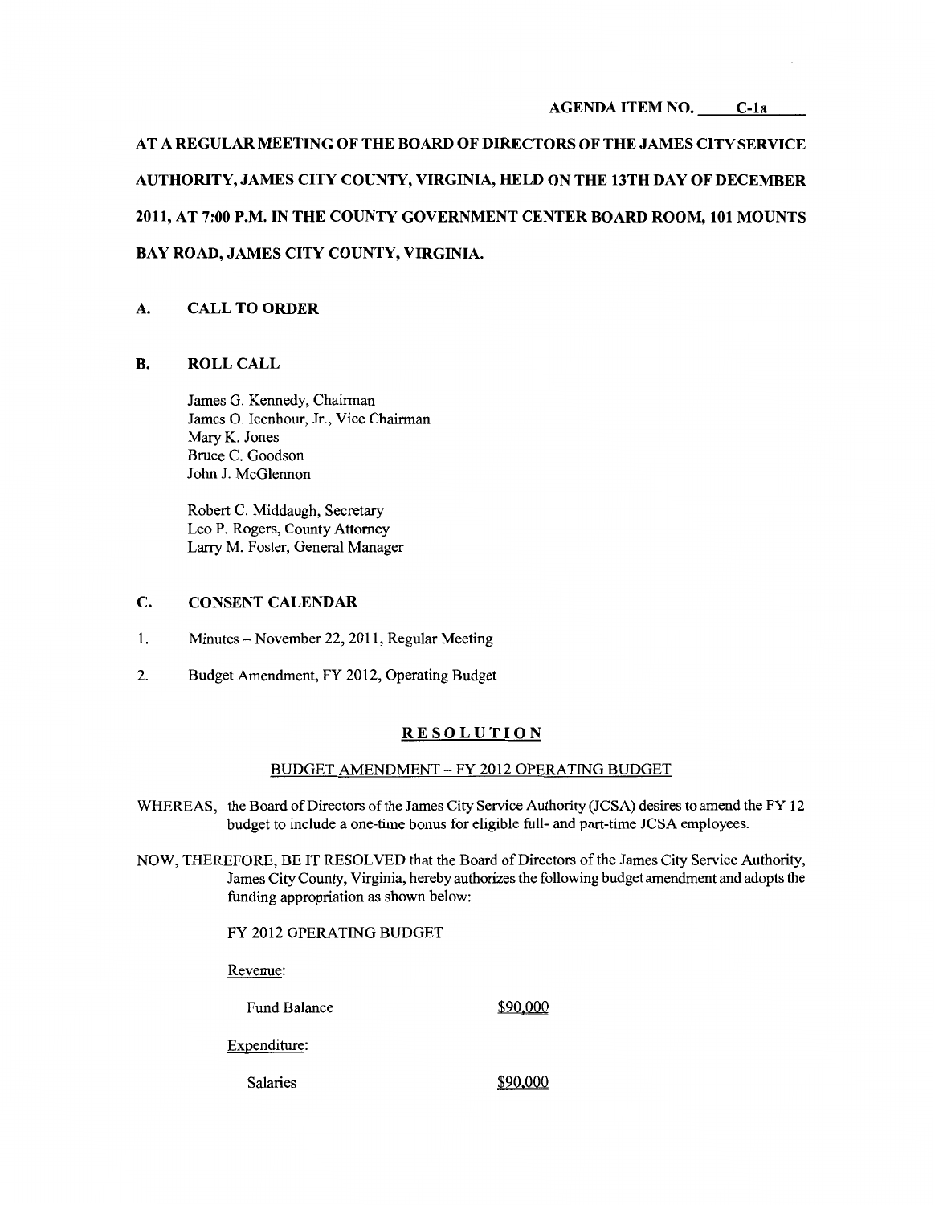AGENDA ITEM NO. C-1a

**AT A REGULAR MEETING OF THE BOARD OF DIRECTORS OF THE JAMES CITY SERVICE AUTHORITY, JAMES CITY COUNTY, VIRGINIA, HELD ON THE 13TH DAY OF DECEMBER 2011, AT 7:00 P.M. IN THE COUNTY GOVERNMENT CENTER BOARD ROOM, 101 MOUNTS BAY ROAD, JAMES CITY COUNTY, VIRGINIA.**

## A. CALL TO ORDER

## B. ROLL CALL

James G. Kennedy, Chairman
James O. Icenhour, Jr., Vice Chairman
Mary K. Jones
Bruce C. Goodson
John J. McGlennon

Robert C. Middaugh, Secretary
Leo P. Rogers, County Attorney
Larry M. Foster, General Manager

## C. CONSENT CALENDAR

1. Minutes – November 22, 2011, Regular Meeting
2. Budget Amendment, FY 2012, Operating Budget

**RESOLUTION**

BUDGET AMENDMENT – FY 2012 OPERATING BUDGET

WHEREAS, the Board of Directors of the James City Service Authority (JCSA) desires to amend the FY 12 budget to include a one-time bonus for eligible full- and part-time JCSA employees.

NOW, THEREFORE, BE IT RESOLVED that the Board of Directors of the James City Service Authority, James City County, Virginia, hereby authorizes the following budget amendment and adopts the funding appropriation as shown below:

FY 2012 OPERATING BUDGET

Revenue:

| | |
|---|---|
| Fund Balance | $90,000 |

Expenditure:

| | |
|---|---|
| Salaries | $90,000 |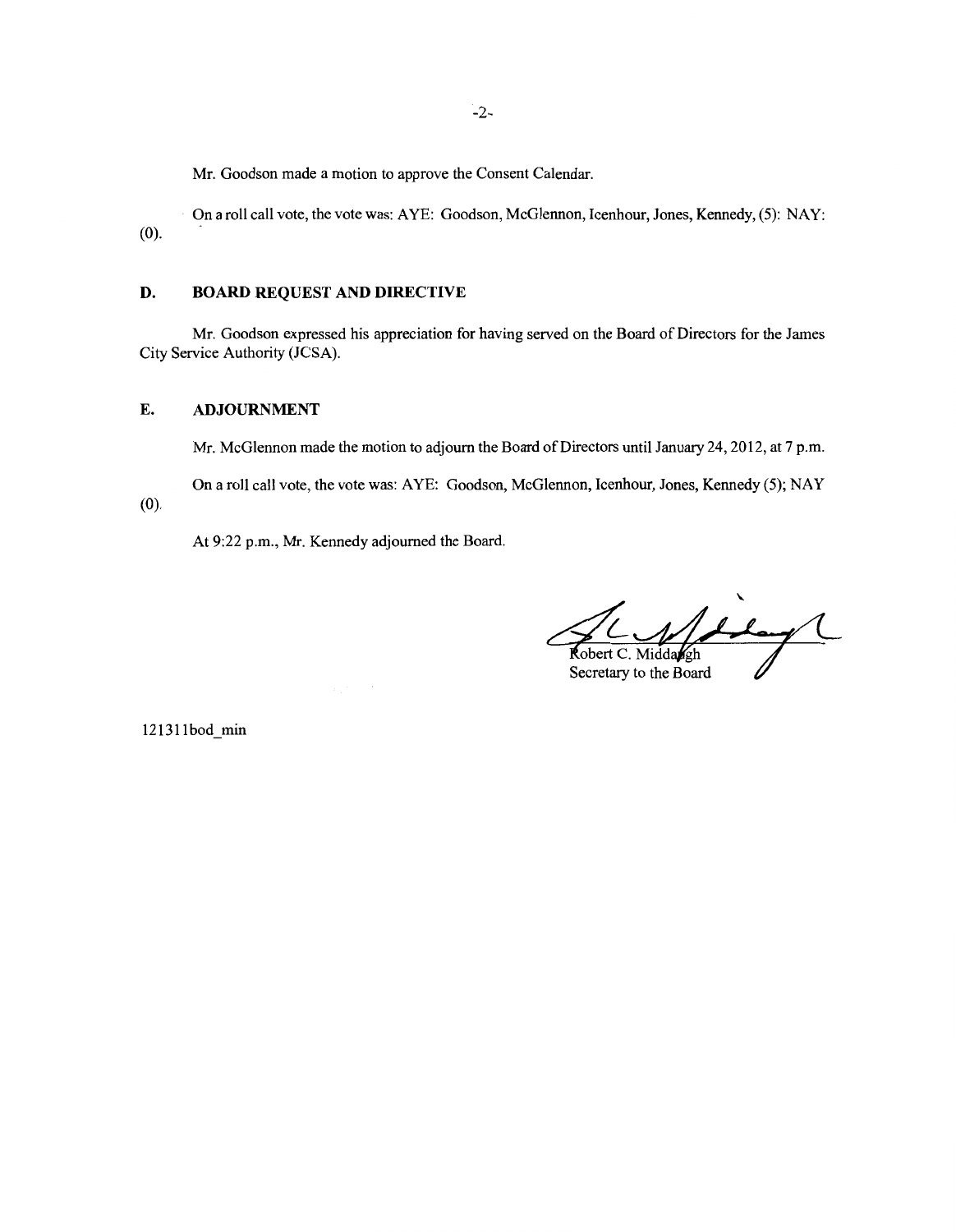Mr. Goodson made a motion to approve the Consent Calendar.

On a roll call vote, the vote was: AYE: Goodson, McGlennon, Icenhour, Jones, Kennedy, (5): NAY: (0).

## D. BOARD REQUEST AND DIRECTIVE

Mr. Goodson expressed his appreciation for having served on the Board of Directors for the James City Service Authority (JCSA).

## E. ADJOURNMENT

Mr. McGlennon made the motion to adjourn the Board of Directors until January 24, 2012, at 7 p.m.

On a roll call vote, the vote was: AYE: Goodson, McGlennon, Icenhour, Jones, Kennedy (5); NAY (0).

At 9:22 p.m., Mr. Kennedy adjourned the Board.

Robert C. Middaugh
Secretary to the Board

121311bod_min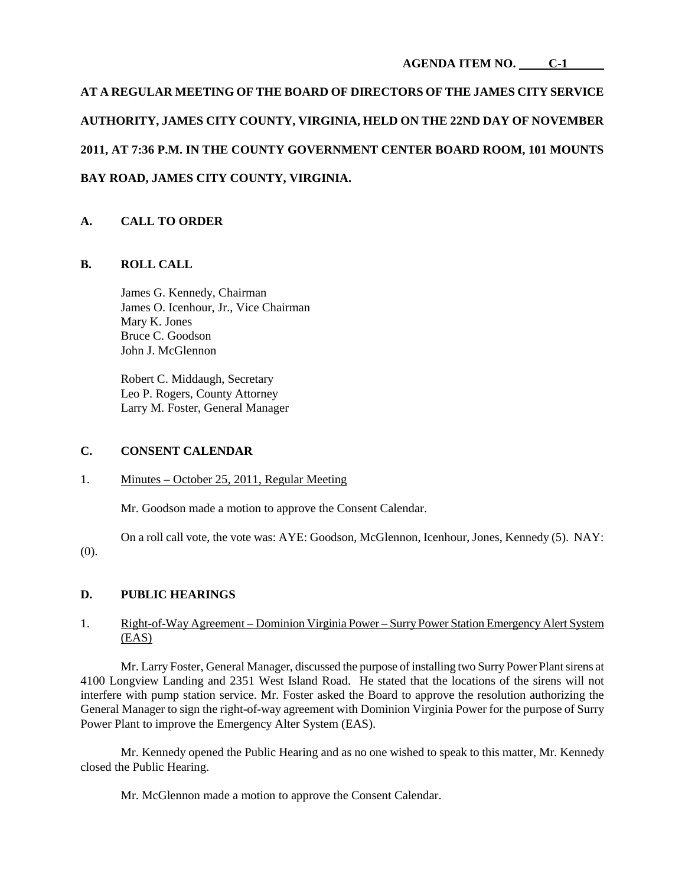AGENDA ITEM NO. C-1

**AT A REGULAR MEETING OF THE BOARD OF DIRECTORS OF THE JAMES CITY SERVICE AUTHORITY, JAMES CITY COUNTY, VIRGINIA, HELD ON THE 22ND DAY OF NOVEMBER 2011, AT 7:36 P.M. IN THE COUNTY GOVERNMENT CENTER BOARD ROOM, 101 MOUNTS BAY ROAD, JAMES CITY COUNTY, VIRGINIA.**

## A. CALL TO ORDER

## B. ROLL CALL

James G. Kennedy, Chairman
James O. Icenhour, Jr., Vice Chairman
Mary K. Jones
Bruce C. Goodson
John J. McGlennon

Robert C. Middaugh, Secretary
Leo P. Rogers, County Attorney
Larry M. Foster, General Manager

## C. CONSENT CALENDAR

1. Minutes – October 25, 2011, Regular Meeting

Mr. Goodson made a motion to approve the Consent Calendar.

On a roll call vote, the vote was: AYE: Goodson, McGlennon, Icenhour, Jones, Kennedy (5). NAY: (0).

## D. PUBLIC HEARINGS

1. Right-of-Way Agreement – Dominion Virginia Power – Surry Power Station Emergency Alert System (EAS)

Mr. Larry Foster, General Manager, discussed the purpose of installing two Surry Power Plant sirens at 4100 Longview Landing and 2351 West Island Road. He stated that the locations of the sirens will not interfere with pump station service. Mr. Foster asked the Board to approve the resolution authorizing the General Manager to sign the right-of-way agreement with Dominion Virginia Power for the purpose of Surry Power Plant to improve the Emergency Alter System (EAS).

Mr. Kennedy opened the Public Hearing and as no one wished to speak to this matter, Mr. Kennedy closed the Public Hearing.

Mr. McGlennon made a motion to approve the Consent Calendar.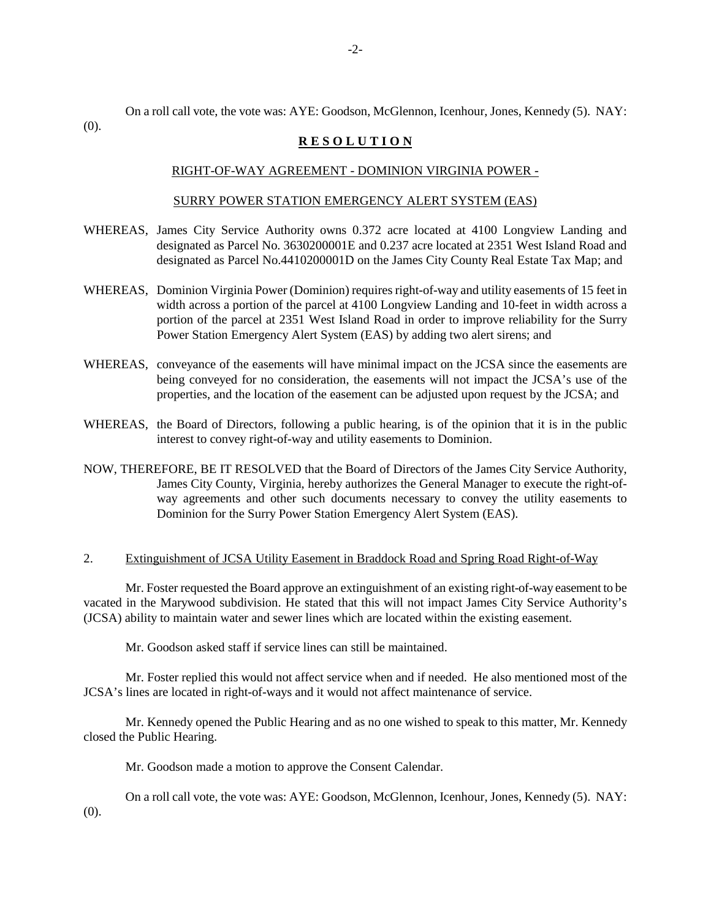On a roll call vote, the vote was: AYE: Goodson, McGlennon, Icenhour, Jones, Kennedy (5). NAY: (0).

**R E S O L U T I O N**

RIGHT-OF-WAY AGREEMENT - DOMINION VIRGINIA POWER -

SURRY POWER STATION EMERGENCY ALERT SYSTEM (EAS)

WHEREAS, James City Service Authority owns 0.372 acre located at 4100 Longview Landing and designated as Parcel No. 3630200001E and 0.237 acre located at 2351 West Island Road and designated as Parcel No.4410200001D on the James City County Real Estate Tax Map; and

WHEREAS, Dominion Virginia Power (Dominion) requires right-of-way and utility easements of 15 feet in width across a portion of the parcel at 4100 Longview Landing and 10-feet in width across a portion of the parcel at 2351 West Island Road in order to improve reliability for the Surry Power Station Emergency Alert System (EAS) by adding two alert sirens; and

WHEREAS, conveyance of the easements will have minimal impact on the JCSA since the easements are being conveyed for no consideration, the easements will not impact the JCSA's use of the properties, and the location of the easement can be adjusted upon request by the JCSA; and

WHEREAS, the Board of Directors, following a public hearing, is of the opinion that it is in the public interest to convey right-of-way and utility easements to Dominion.

NOW, THEREFORE, BE IT RESOLVED that the Board of Directors of the James City Service Authority, James City County, Virginia, hereby authorizes the General Manager to execute the right-of-way agreements and other such documents necessary to convey the utility easements to Dominion for the Surry Power Station Emergency Alert System (EAS).

2. Extinguishment of JCSA Utility Easement in Braddock Road and Spring Road Right-of-Way

Mr. Foster requested the Board approve an extinguishment of an existing right-of-way easement to be vacated in the Marywood subdivision. He stated that this will not impact James City Service Authority's (JCSA) ability to maintain water and sewer lines which are located within the existing easement.

Mr. Goodson asked staff if service lines can still be maintained.

Mr. Foster replied this would not affect service when and if needed. He also mentioned most of the JCSA's lines are located in right-of-ways and it would not affect maintenance of service.

Mr. Kennedy opened the Public Hearing and as no one wished to speak to this matter, Mr. Kennedy closed the Public Hearing.

Mr. Goodson made a motion to approve the Consent Calendar.

On a roll call vote, the vote was: AYE: Goodson, McGlennon, Icenhour, Jones, Kennedy (5). NAY: (0).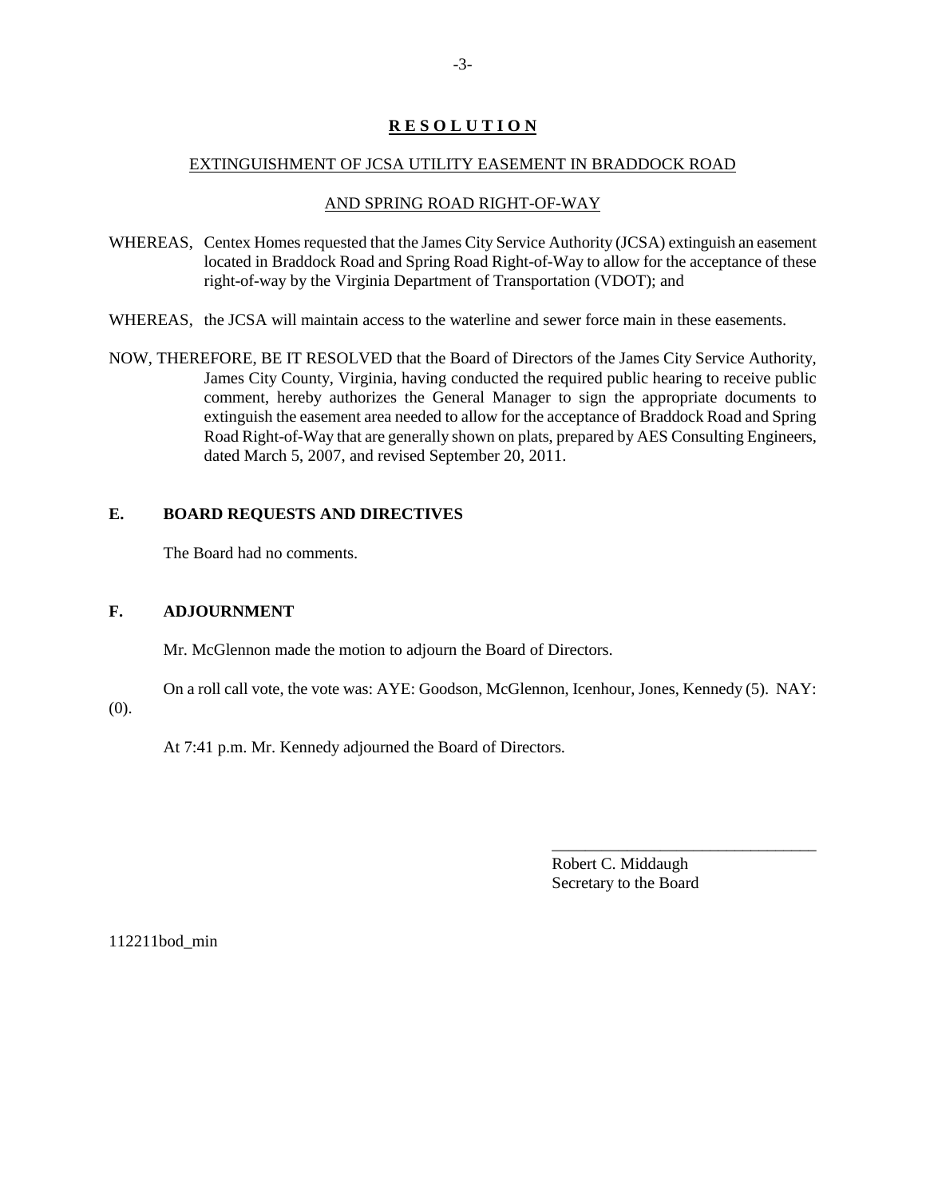## **R E S O L U T I O N**

EXTINGUISHMENT OF JCSA UTILITY EASEMENT IN BRADDOCK ROAD

AND SPRING ROAD RIGHT-OF-WAY

WHEREAS, Centex Homes requested that the James City Service Authority (JCSA) extinguish an easement located in Braddock Road and Spring Road Right-of-Way to allow for the acceptance of these right-of-way by the Virginia Department of Transportation (VDOT); and

WHEREAS, the JCSA will maintain access to the waterline and sewer force main in these easements.

NOW, THEREFORE, BE IT RESOLVED that the Board of Directors of the James City Service Authority, James City County, Virginia, having conducted the required public hearing to receive public comment, hereby authorizes the General Manager to sign the appropriate documents to extinguish the easement area needed to allow for the acceptance of Braddock Road and Spring Road Right-of-Way that are generally shown on plats, prepared by AES Consulting Engineers, dated March 5, 2007, and revised September 20, 2011.

**E. BOARD REQUESTS AND DIRECTIVES**

The Board had no comments.

**F. ADJOURNMENT**

Mr. McGlennon made the motion to adjourn the Board of Directors.

On a roll call vote, the vote was: AYE: Goodson, McGlennon, Icenhour, Jones, Kennedy (5). NAY: (0).

At 7:41 p.m. Mr. Kennedy adjourned the Board of Directors.

________________________________
Robert C. Middaugh
Secretary to the Board

112211bod_min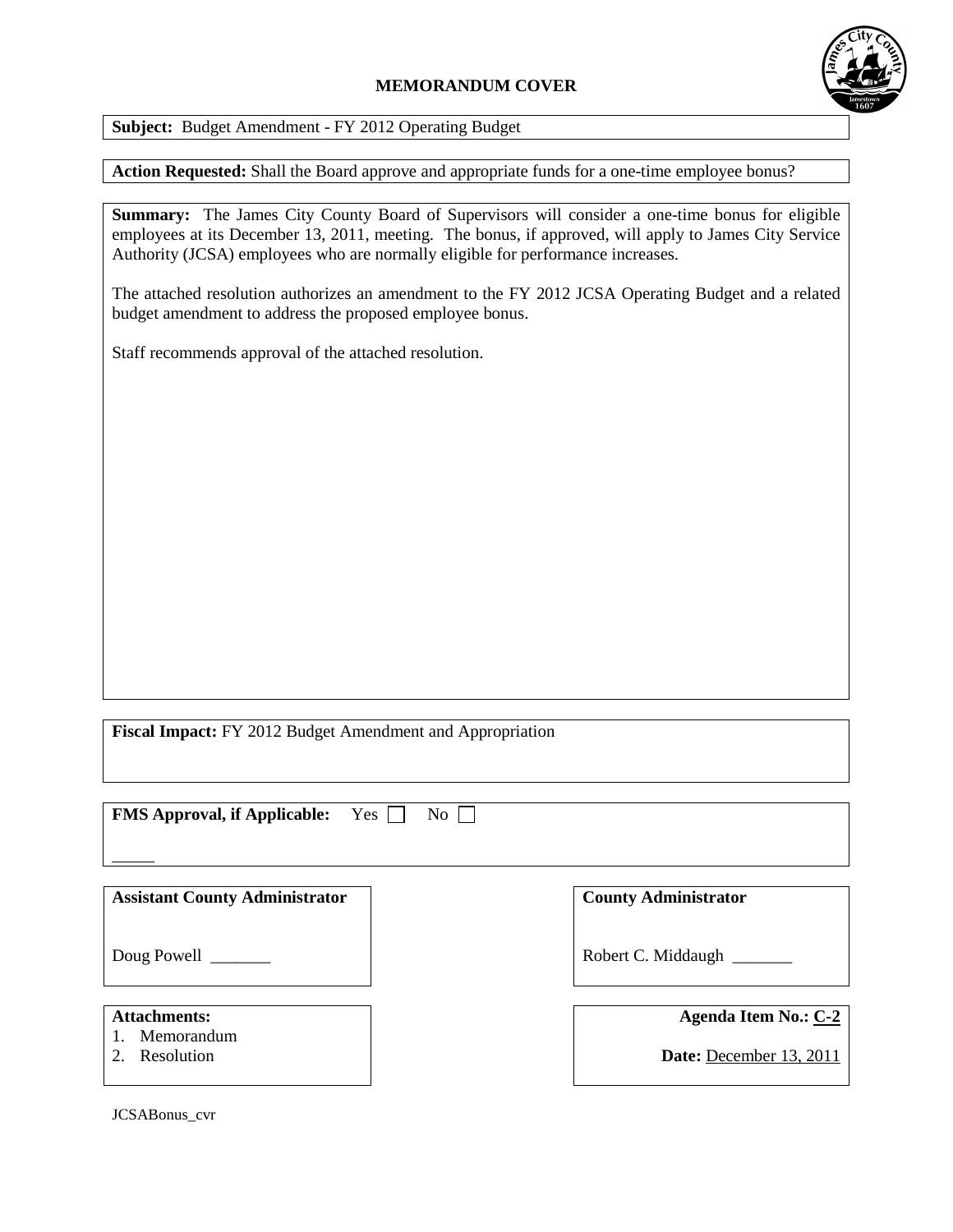# MEMORANDUM COVER

**Subject:** Budget Amendment - FY 2012 Operating Budget

**Action Requested:** Shall the Board approve and appropriate funds for a one-time employee bonus?

**Summary:** The James City County Board of Supervisors will consider a one-time bonus for eligible employees at its December 13, 2011, meeting. The bonus, if approved, will apply to James City Service Authority (JCSA) employees who are normally eligible for performance increases.

The attached resolution authorizes an amendment to the FY 2012 JCSA Operating Budget and a related budget amendment to address the proposed employee bonus.

Staff recommends approval of the attached resolution.

**Fiscal Impact:** FY 2012 Budget Amendment and Appropriation

**FMS Approval, if Applicable:** Yes ☐ No ☐

_____

**Assistant County Administrator**

Doug Powell _______

**County Administrator**

Robert C. Middaugh _______

**Attachments:**
1. Memorandum
2. Resolution

**Agenda Item No.:** C-2

**Date:** December 13, 2011

JCSABonus_cvr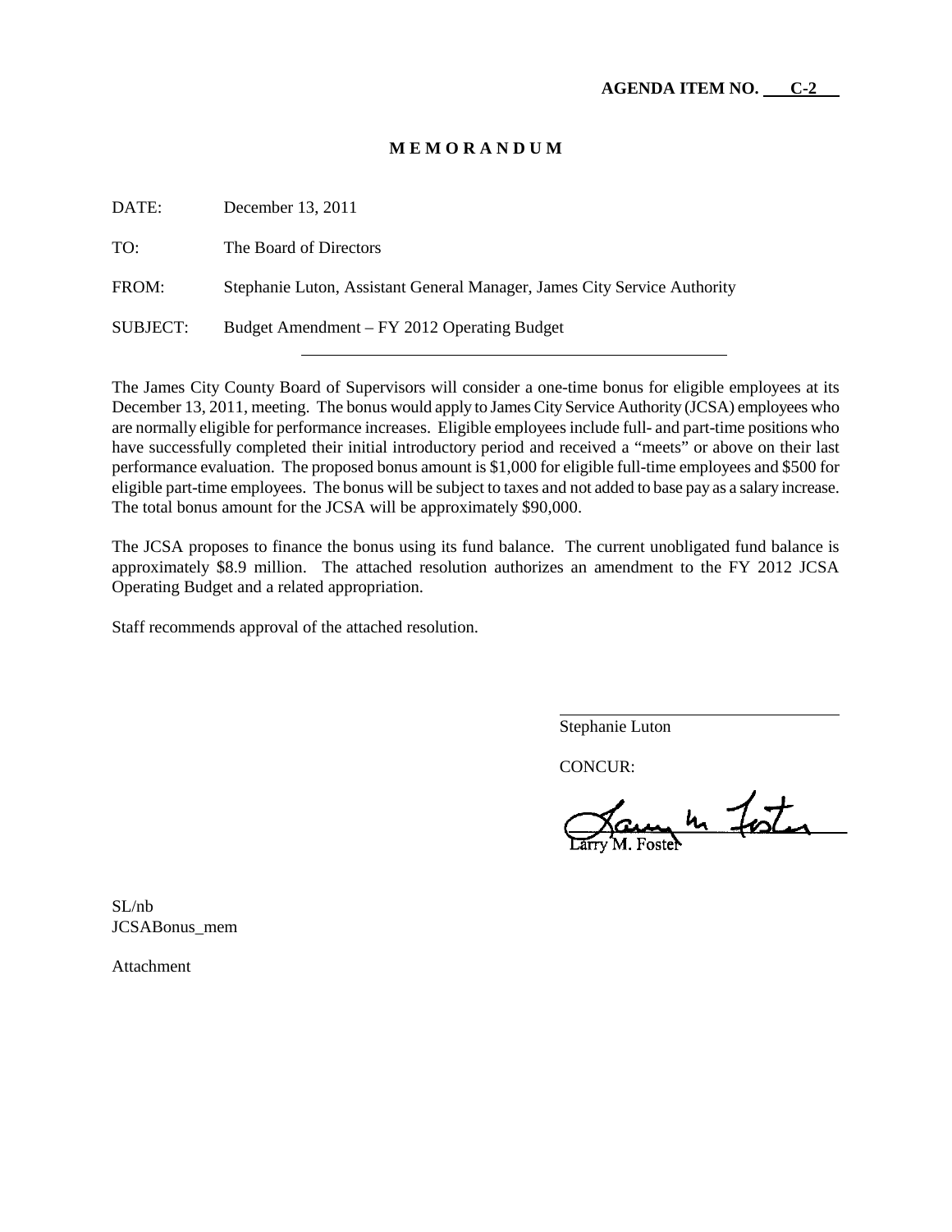**AGENDA ITEM NO. C-2**

**M E M O R A N D U M**

DATE: December 13, 2011

TO: The Board of Directors

FROM: Stephanie Luton, Assistant General Manager, James City Service Authority

SUBJECT: Budget Amendment – FY 2012 Operating Budget

---

The James City County Board of Supervisors will consider a one-time bonus for eligible employees at its December 13, 2011, meeting. The bonus would apply to James City Service Authority (JCSA) employees who are normally eligible for performance increases. Eligible employees include full- and part-time positions who have successfully completed their initial introductory period and received a "meets" or above on their last performance evaluation. The proposed bonus amount is $1,000 for eligible full-time employees and $500 for eligible part-time employees. The bonus will be subject to taxes and not added to base pay as a salary increase. The total bonus amount for the JCSA will be approximately $90,000.

The JCSA proposes to finance the bonus using its fund balance. The current unobligated fund balance is approximately $8.9 million. The attached resolution authorizes an amendment to the FY 2012 JCSA Operating Budget and a related appropriation.

Staff recommends approval of the attached resolution.

Stephanie Luton

CONCUR:

Larry M. Foster

SL/nb
JCSABonus_mem

Attachment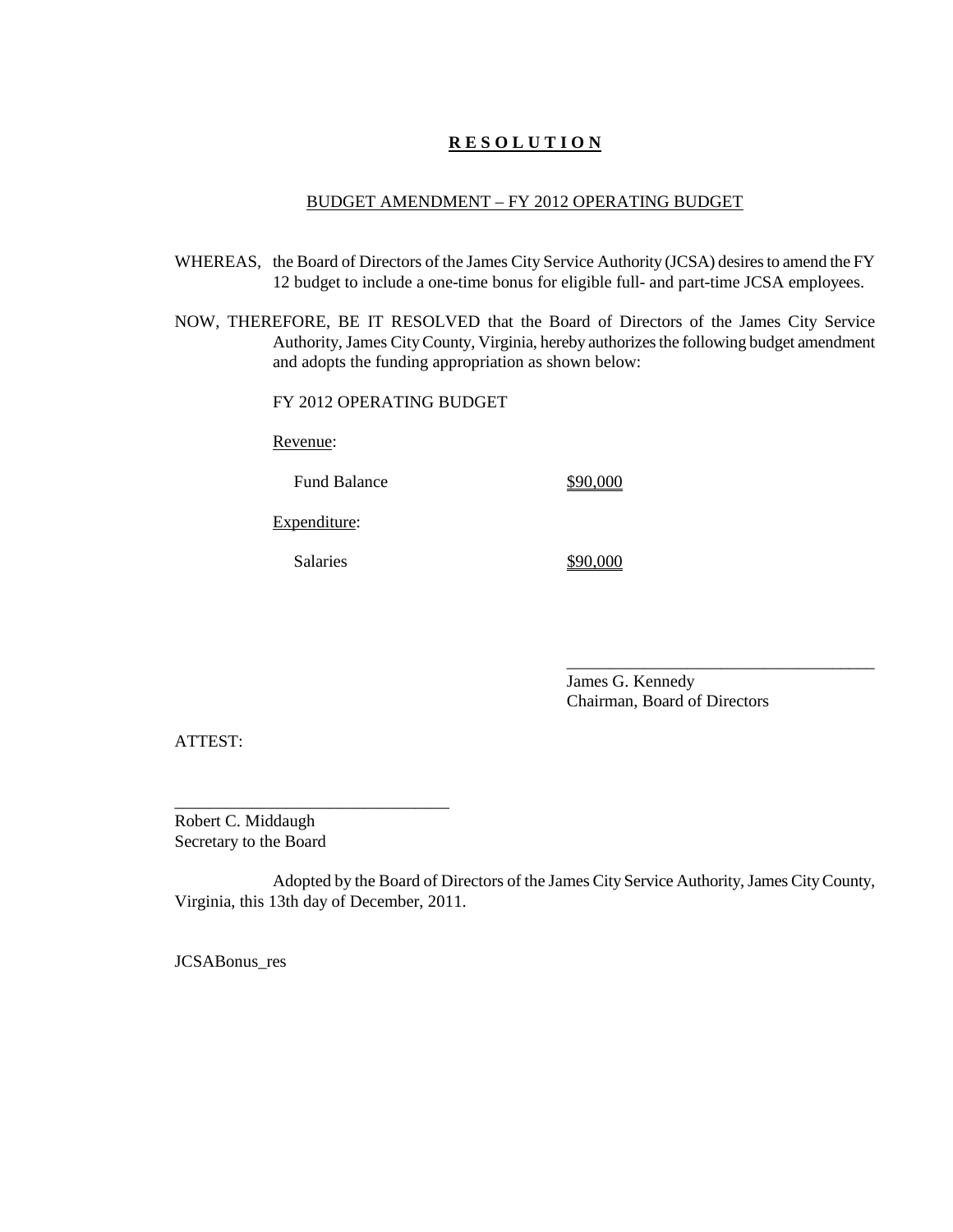# **R E S O L U T I O N**

BUDGET AMENDMENT – FY 2012 OPERATING BUDGET

WHEREAS, the Board of Directors of the James City Service Authority (JCSA) desires to amend the FY 12 budget to include a one-time bonus for eligible full- and part-time JCSA employees.

NOW, THEREFORE, BE IT RESOLVED that the Board of Directors of the James City Service Authority, James City County, Virginia, hereby authorizes the following budget amendment and adopts the funding appropriation as shown below:

FY 2012 OPERATING BUDGET

Revenue:

| | |
|---|---|
| Fund Balance | $90,000 |

Expenditure:

| | |
|---|---|
| Salaries | $90,000 |

\_\_\_\_\_\_\_\_\_\_\_\_\_\_\_\_\_\_\_\_\_\_\_\_\_\_\_\_\_\_\_\_\_\_\_\_
James G. Kennedy
Chairman, Board of Directors

ATTEST:

\_\_\_\_\_\_\_\_\_\_\_\_\_\_\_\_\_\_\_\_\_\_\_\_\_\_\_\_\_\_\_\_
Robert C. Middaugh
Secretary to the Board

Adopted by the Board of Directors of the James City Service Authority, James City County, Virginia, this 13th day of December, 2011.

JCSABonus_res